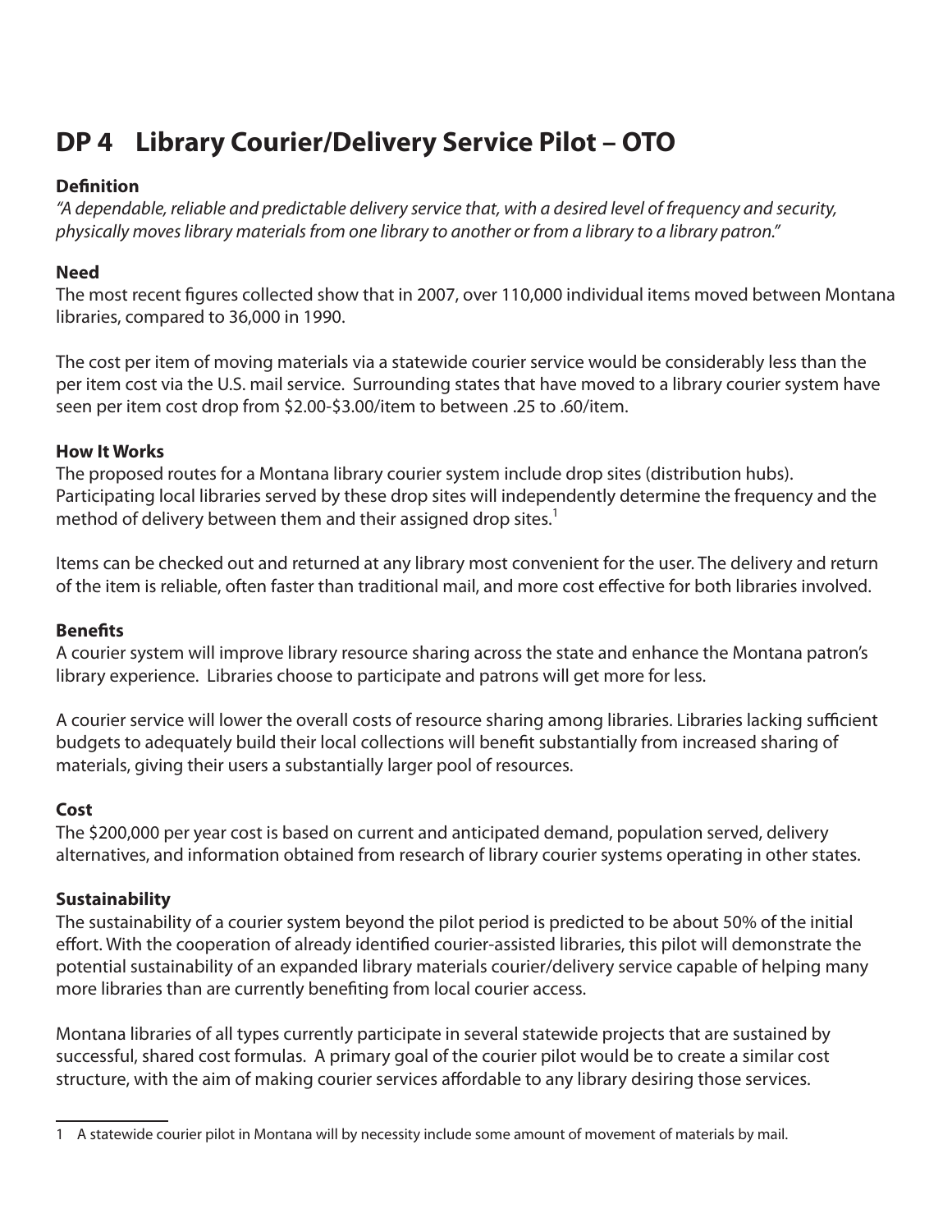# DP 4 Library Courier/Delivery Service Pilot – OTO

**Definition**

*"A dependable, reliable and predictable delivery service that, with a desired level of frequency and security, physically moves library materials from one library to another or from a library to a library patron."*

**Need**

The most recent figures collected show that in 2007, over 110,000 individual items moved between Montana libraries, compared to 36,000 in 1990.

The cost per item of moving materials via a statewide courier service would be considerably less than the per item cost via the U.S. mail service. Surrounding states that have moved to a library courier system have seen per item cost drop from $2.00-$3.00/item to between .25 to .60/item.

**How It Works**

The proposed routes for a Montana library courier system include drop sites (distribution hubs). Participating local libraries served by these drop sites will independently determine the frequency and the method of delivery between them and their assigned drop sites.[1]

Items can be checked out and returned at any library most convenient for the user. The delivery and return of the item is reliable, often faster than traditional mail, and more cost effective for both libraries involved.

**Benefits**

A courier system will improve library resource sharing across the state and enhance the Montana patron's library experience. Libraries choose to participate and patrons will get more for less.

A courier service will lower the overall costs of resource sharing among libraries. Libraries lacking sufficient budgets to adequately build their local collections will benefit substantially from increased sharing of materials, giving their users a substantially larger pool of resources.

**Cost**

The $200,000 per year cost is based on current and anticipated demand, population served, delivery alternatives, and information obtained from research of library courier systems operating in other states.

**Sustainability**

The sustainability of a courier system beyond the pilot period is predicted to be about 50% of the initial effort. With the cooperation of already identified courier-assisted libraries, this pilot will demonstrate the potential sustainability of an expanded library materials courier/delivery service capable of helping many more libraries than are currently benefiting from local courier access.

Montana libraries of all types currently participate in several statewide projects that are sustained by successful, shared cost formulas. A primary goal of the courier pilot would be to create a similar cost structure, with the aim of making courier services affordable to any library desiring those services.

---

1 A statewide courier pilot in Montana will by necessity include some amount of movement of materials by mail.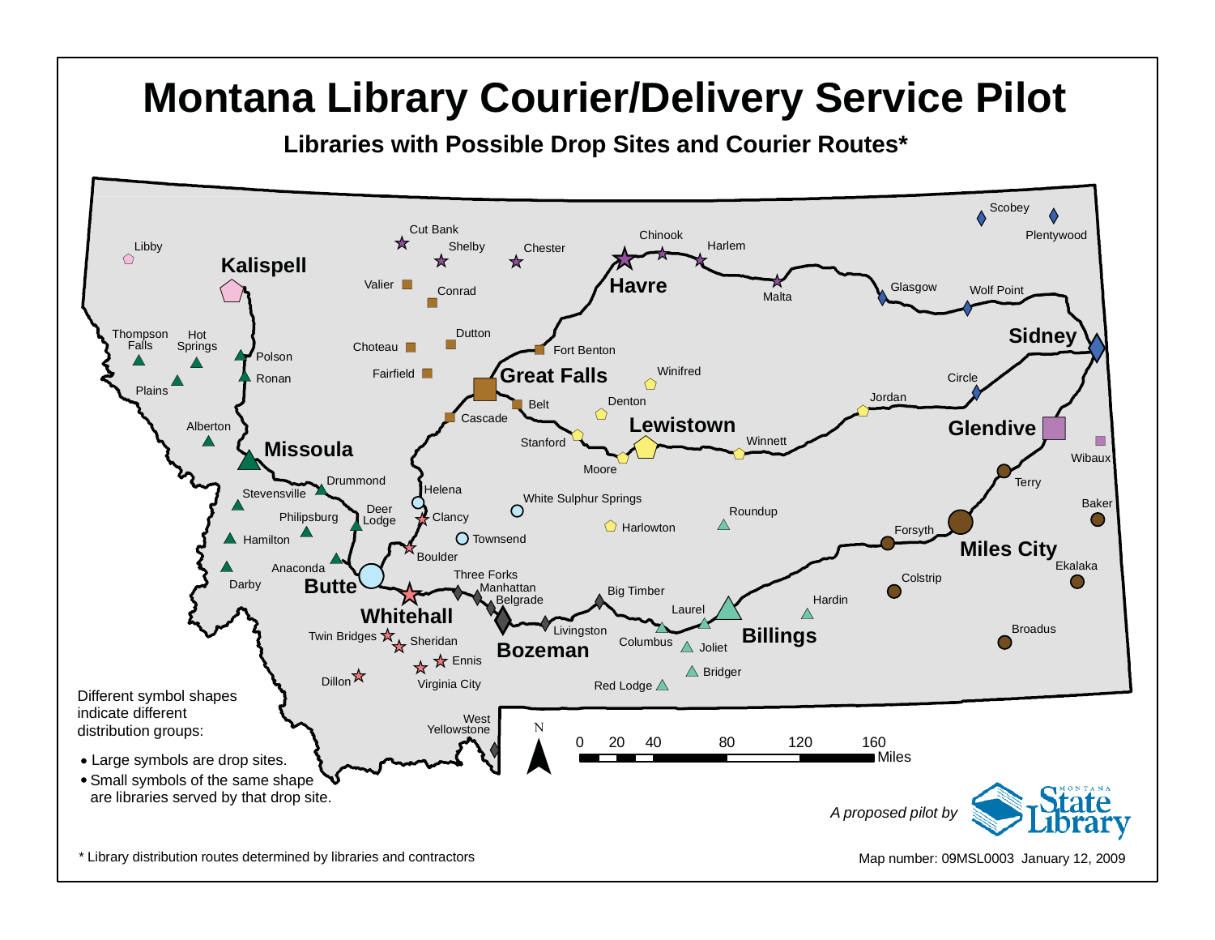# Montana Library Courier/Delivery Service Pilot

## Libraries with Possible Drop Sites and Courier Routes*

Libby
Kalispell
Thompson Falls
Hot Springs
Polson
Ronan
Plains
Alberton
Missoula
Drummond
Stevensville
Philipsburg
Deer Lodge
Hamilton
Anaconda
Darby
Butte
Cut Bank
Shelby
Chester
Valier
Conrad
Dutton
Choteau
Fairfield
Great Falls
Fort Benton
Belt
Cascade
Helena
Clancy
Townsend
Boulder
White Sulphur Springs
Whitehall
Twin Bridges
Sheridan
Ennis
Virginia City
Dillon
Three Forks
Manhattan
Belgrade
Bozeman
Livingston
West Yellowstone
Chinook
Harlem
Havre
Malta
Winifred
Denton
Stanford
Moore
Lewistown
Winnett
Harlowton
Roundup
Big Timber
Columbus
Laurel
Joliet
Bridger
Red Lodge
Billings
Hardin
Scobey
Plentywood
Glasgow
Wolf Point
Sidney
Circle
Jordan
Glendive
Wibaux
Terry
Baker
Forsyth
Miles City
Ekalaka
Colstrip
Broadus

N

0 20 40 80 120 160
Miles

Different symbol shapes indicate different distribution groups:

- Large symbols are drop sites.
- Small symbols of the same shape are libraries served by that drop site.

*A proposed pilot by* Montana State Library

\* Library distribution routes determined by libraries and contractors

Map number: 09MSL0003 January 12, 2009